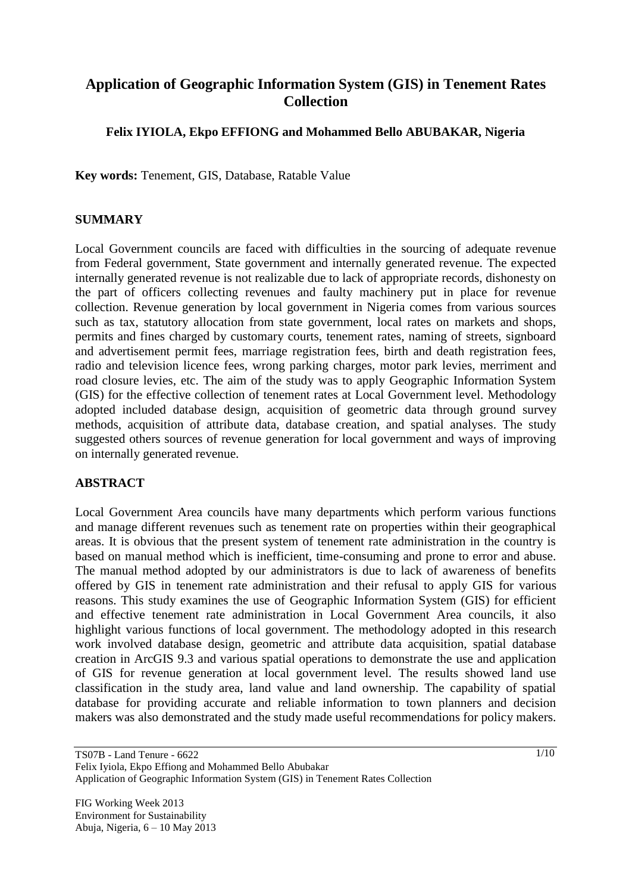# Application of Geographic Information System (GIS) in Tenement Rates Collection

**Felix IYIOLA, Ekpo EFFIONG and Mohammed Bello ABUBAKAR, Nigeria**

**Key words:** Tenement, GIS, Database, Ratable Value

## SUMMARY

Local Government councils are faced with difficulties in the sourcing of adequate revenue from Federal government, State government and internally generated revenue. The expected internally generated revenue is not realizable due to lack of appropriate records, dishonesty on the part of officers collecting revenues and faulty machinery put in place for revenue collection. Revenue generation by local government in Nigeria comes from various sources such as tax, statutory allocation from state government, local rates on markets and shops, permits and fines charged by customary courts, tenement rates, naming of streets, signboard and advertisement permit fees, marriage registration fees, birth and death registration fees, radio and television licence fees, wrong parking charges, motor park levies, merriment and road closure levies, etc. The aim of the study was to apply Geographic Information System (GIS) for the effective collection of tenement rates at Local Government level. Methodology adopted included database design, acquisition of geometric data through ground survey methods, acquisition of attribute data, database creation, and spatial analyses. The study suggested others sources of revenue generation for local government and ways of improving on internally generated revenue.

## ABSTRACT

Local Government Area councils have many departments which perform various functions and manage different revenues such as tenement rate on properties within their geographical areas. It is obvious that the present system of tenement rate administration in the country is based on manual method which is inefficient, time-consuming and prone to error and abuse. The manual method adopted by our administrators is due to lack of awareness of benefits offered by GIS in tenement rate administration and their refusal to apply GIS for various reasons. This study examines the use of Geographic Information System (GIS) for efficient and effective tenement rate administration in Local Government Area councils, it also highlight various functions of local government. The methodology adopted in this research work involved database design, geometric and attribute data acquisition, spatial database creation in ArcGIS 9.3 and various spatial operations to demonstrate the use and application of GIS for revenue generation at local government level. The results showed land use classification in the study area, land value and land ownership. The capability of spatial database for providing accurate and reliable information to town planners and decision makers was also demonstrated and the study made useful recommendations for policy makers.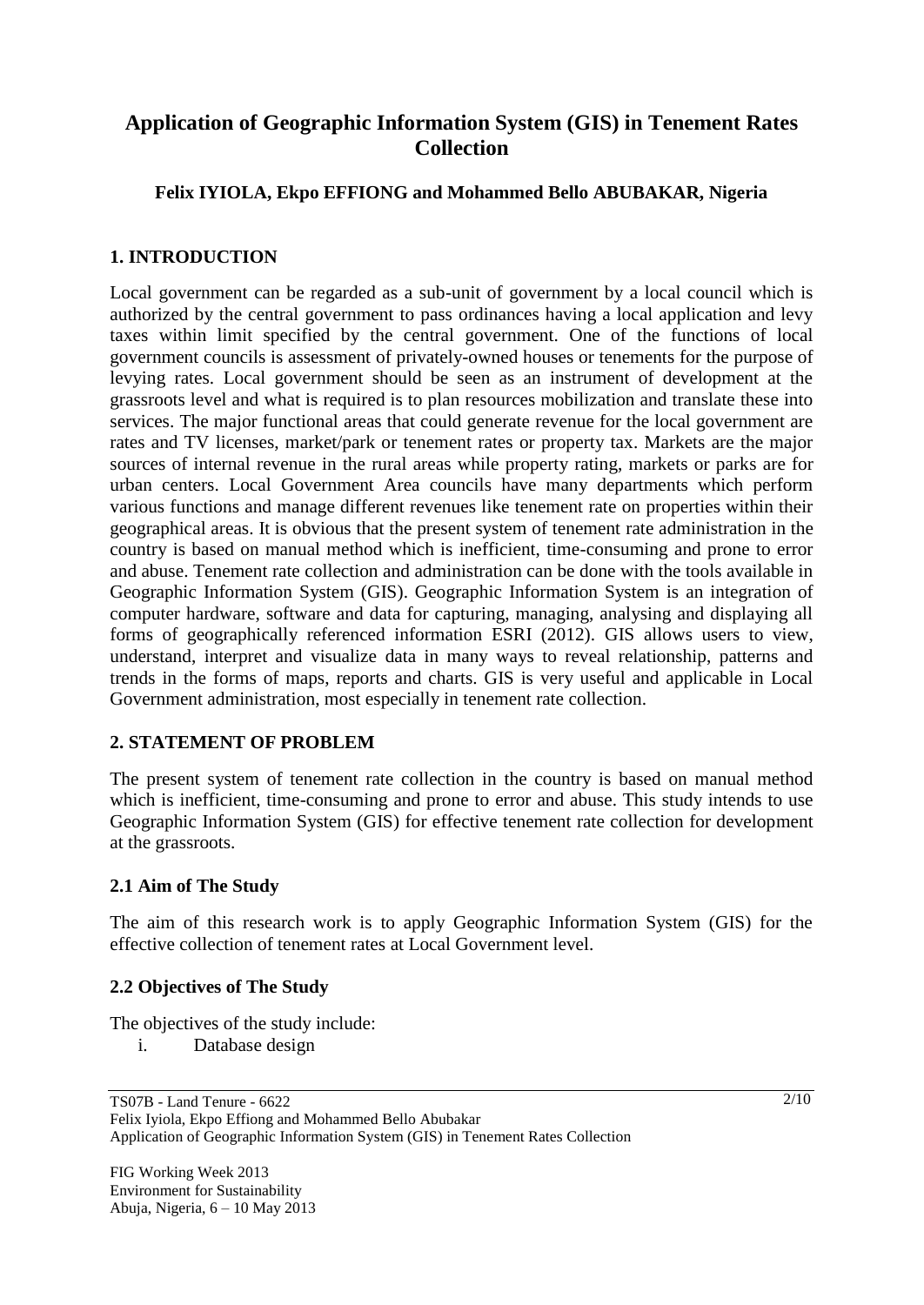# Application of Geographic Information System (GIS) in Tenement Rates Collection

**Felix IYIOLA, Ekpo EFFIONG and Mohammed Bello ABUBAKAR, Nigeria**

## 1. INTRODUCTION

Local government can be regarded as a sub-unit of government by a local council which is authorized by the central government to pass ordinances having a local application and levy taxes within limit specified by the central government. One of the functions of local government councils is assessment of privately-owned houses or tenements for the purpose of levying rates. Local government should be seen as an instrument of development at the grassroots level and what is required is to plan resources mobilization and translate these into services. The major functional areas that could generate revenue for the local government are rates and TV licenses, market/park or tenement rates or property tax. Markets are the major sources of internal revenue in the rural areas while property rating, markets or parks are for urban centers. Local Government Area councils have many departments which perform various functions and manage different revenues like tenement rate on properties within their geographical areas. It is obvious that the present system of tenement rate administration in the country is based on manual method which is inefficient, time-consuming and prone to error and abuse. Tenement rate collection and administration can be done with the tools available in Geographic Information System (GIS). Geographic Information System is an integration of computer hardware, software and data for capturing, managing, analysing and displaying all forms of geographically referenced information ESRI (2012). GIS allows users to view, understand, interpret and visualize data in many ways to reveal relationship, patterns and trends in the forms of maps, reports and charts. GIS is very useful and applicable in Local Government administration, most especially in tenement rate collection.

## 2. STATEMENT OF PROBLEM

The present system of tenement rate collection in the country is based on manual method which is inefficient, time-consuming and prone to error and abuse. This study intends to use Geographic Information System (GIS) for effective tenement rate collection for development at the grassroots.

### 2.1 Aim of The Study

The aim of this research work is to apply Geographic Information System (GIS) for the effective collection of tenement rates at Local Government level.

### 2.2 Objectives of The Study

The objectives of the study include:

i. Database design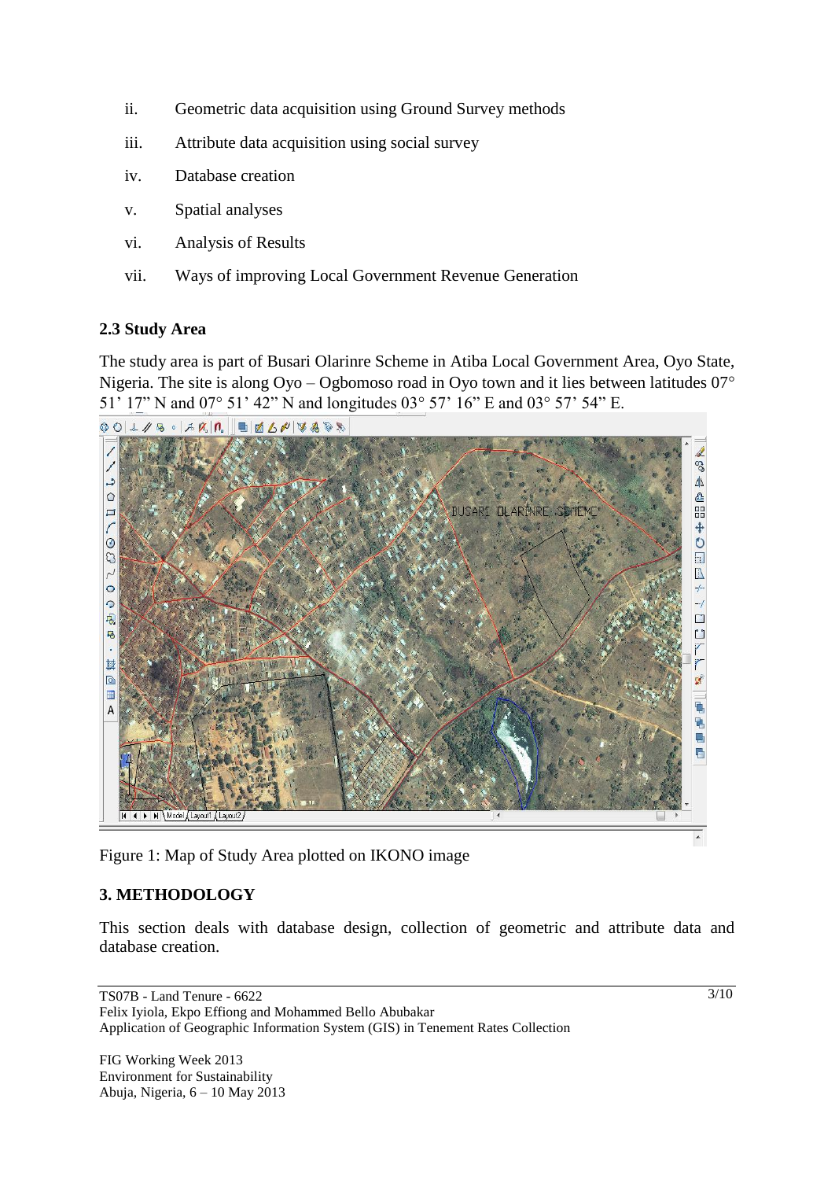ii. Geometric data acquisition using Ground Survey methods

iii. Attribute data acquisition using social survey

iv. Database creation

v. Spatial analyses

vi. Analysis of Results

vii. Ways of improving Local Government Revenue Generation

## 2.3 Study Area

The study area is part of Busari Olarinre Scheme in Atiba Local Government Area, Oyo State, Nigeria. The site is along Oyo – Ogbomoso road in Oyo town and it lies between latitudes 07° 51’ 17” N and 07° 51’ 42” N and longitudes 03° 57’ 16” E and 03° 57’ 54” E.

Figure 1: Map of Study Area plotted on IKONO image

# 3. METHODOLOGY

This section deals with database design, collection of geometric and attribute data and database creation.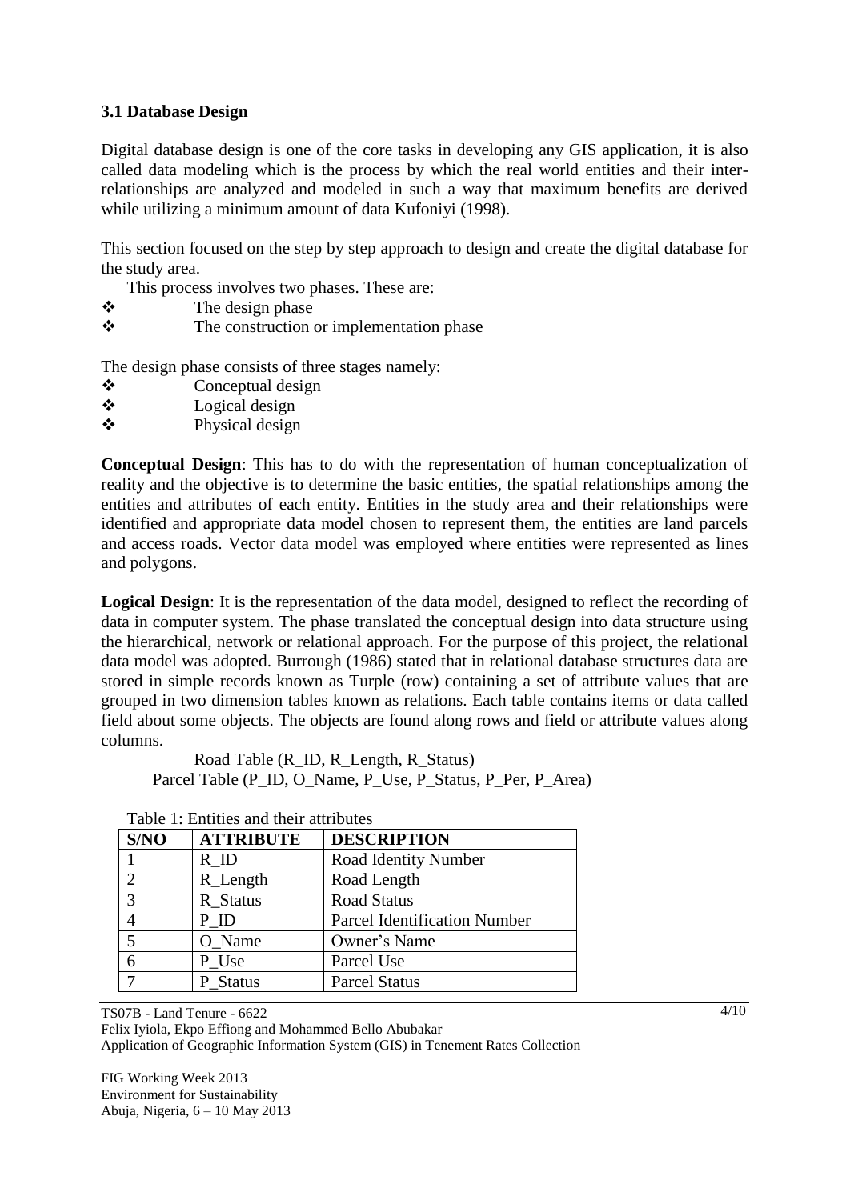### 3.1 Database Design

Digital database design is one of the core tasks in developing any GIS application, it is also called data modeling which is the process by which the real world entities and their inter-relationships are analyzed and modeled in such a way that maximum benefits are derived while utilizing a minimum amount of data Kufoniyi (1998).

This section focused on the step by step approach to design and create the digital database for the study area.

This process involves two phases. These are:

- The design phase
- The construction or implementation phase

The design phase consists of three stages namely:

- Conceptual design
- Logical design
- Physical design

**Conceptual Design**: This has to do with the representation of human conceptualization of reality and the objective is to determine the basic entities, the spatial relationships among the entities and attributes of each entity. Entities in the study area and their relationships were identified and appropriate data model chosen to represent them, the entities are land parcels and access roads. Vector data model was employed where entities were represented as lines and polygons.

**Logical Design**: It is the representation of the data model, designed to reflect the recording of data in computer system. The phase translated the conceptual design into data structure using the hierarchical, network or relational approach. For the purpose of this project, the relational data model was adopted. Burrough (1986) stated that in relational database structures data are stored in simple records known as Turple (row) containing a set of attribute values that are grouped in two dimension tables known as relations. Each table contains items or data called field about some objects. The objects are found along rows and field or attribute values along columns.

Road Table (R_ID, R_Length, R_Status)

Parcel Table (P_ID, O_Name, P_Use, P_Status, P_Per, P_Area)

Table 1: Entities and their attributes

| S/NO | ATTRIBUTE | DESCRIPTION |
|---|---|---|
| 1 | R_ID | Road Identity Number |
| 2 | R_Length | Road Length |
| 3 | R_Status | Road Status |
| 4 | P_ID | Parcel Identification Number |
| 5 | O_Name | Owner's Name |
| 6 | P_Use | Parcel Use |
| 7 | P_Status | Parcel Status |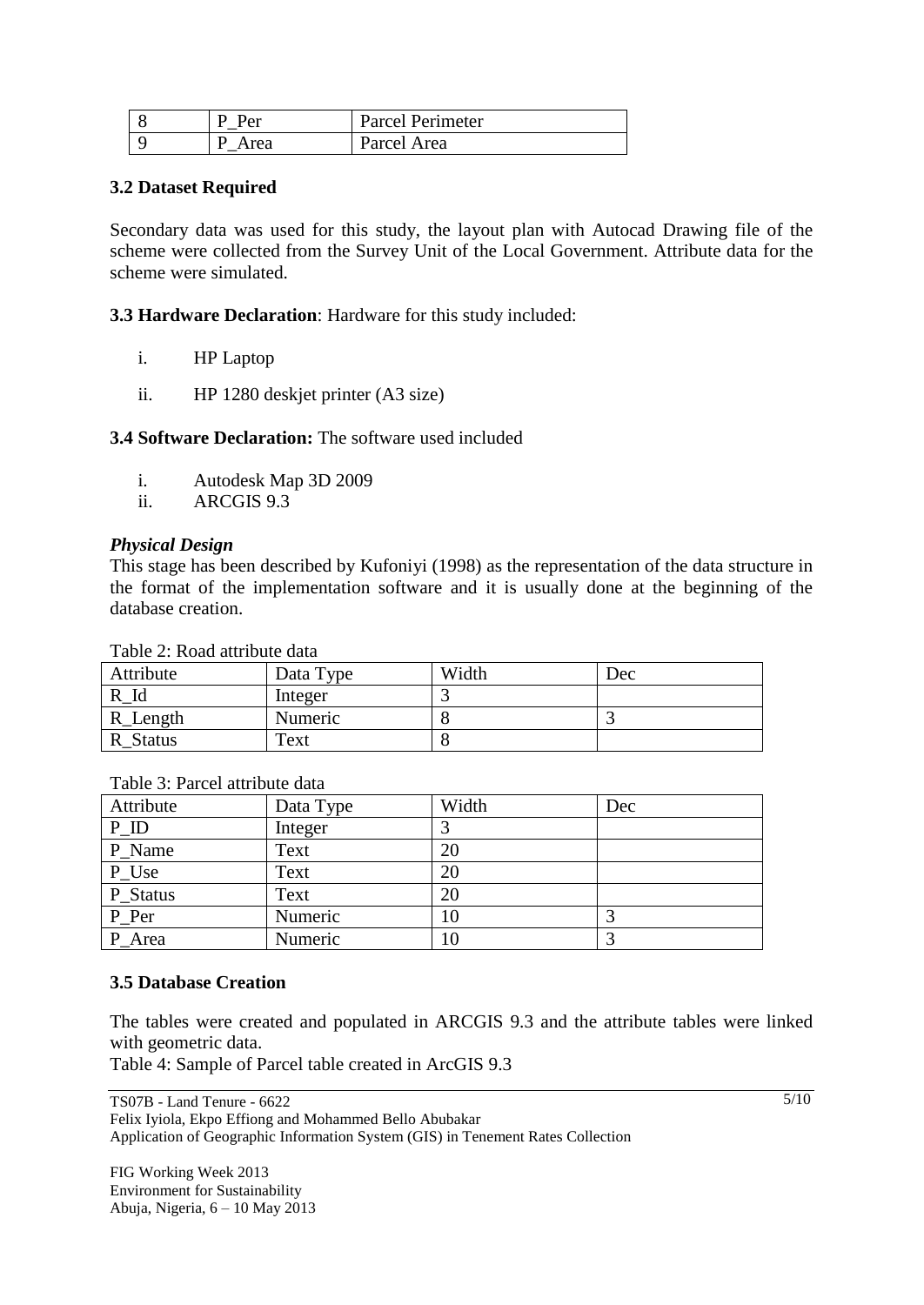| 8 | P_Per | Parcel Perimeter |
|---|---|---|
| 9 | P_Area | Parcel Area |

**3.2 Dataset Required**

Secondary data was used for this study, the layout plan with Autocad Drawing file of the scheme were collected from the Survey Unit of the Local Government. Attribute data for the scheme were simulated.

**3.3 Hardware Declaration**: Hardware for this study included:

i. HP Laptop

ii. HP 1280 deskjet printer (A3 size)

**3.4 Software Declaration:** The software used included

i. Autodesk Map 3D 2009
ii. ARCGIS 9.3

***Physical Design***

This stage has been described by Kufoniyi (1998) as the representation of the data structure in the format of the implementation software and it is usually done at the beginning of the database creation.

Table 2: Road attribute data

| Attribute | Data Type | Width | Dec |
|---|---|---|---|
| R_Id | Integer | 3 | |
| R_Length | Numeric | 8 | 3 |
| R_Status | Text | 8 | |

Table 3: Parcel attribute data

| Attribute | Data Type | Width | Dec |
|---|---|---|---|
| P_ID | Integer | 3 | |
| P_Name | Text | 20 | |
| P_Use | Text | 20 | |
| P_Status | Text | 20 | |
| P_Per | Numeric | 10 | 3 |
| P_Area | Numeric | 10 | 3 |

**3.5 Database Creation**

The tables were created and populated in ARCGIS 9.3 and the attribute tables were linked with geometric data.

Table 4: Sample of Parcel table created in ArcGIS 9.3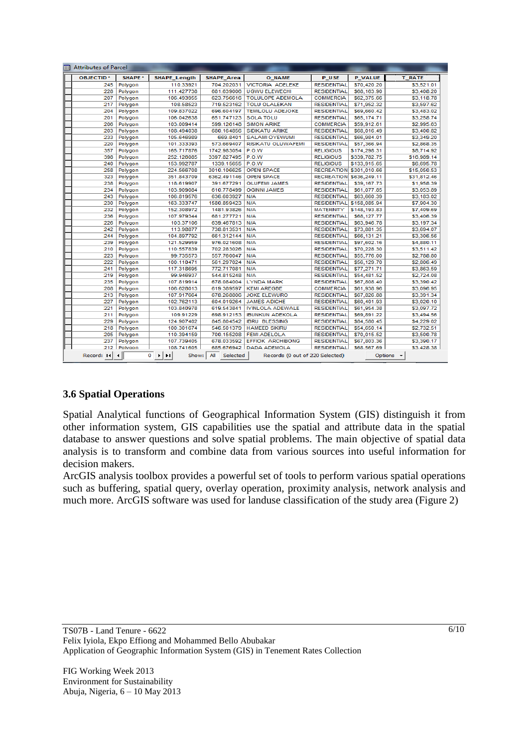Attributes of Parcel

| OBJECTID * | SHAPE * | SHAPE_Length | SHAPE_Area | O_NAME | P_USE | P_VALUE | T_RATE |
|---|---|---|---|---|---|---|---|
| 245 | Polygon | 110.33921 | 704.202031 | VICTORIA ADELEKE | RESIDENTIAL | $70,420.20 | $3,521.01 |
| 228 | Polygon | 111.427738 | 681.639006 | UGWU ELEWECHI | RESIDENTIAL | $68,163.90 | $3,408.20 |
| 207 | Polygon | 106.493955 | 623.756616 | TOLULOPE ADEMOLA | COMMERCIA | $62,375.66 | $3,118.78 |
| 217 | Polygon | 108.58523 | 719.523162 | TOLU OLALEKAN | RESIDENTIAL | $71,952.32 | $3,597.62 |
| 204 | Polygon | 109.837022 | 696.604197 | TEMILOLU ADEJOKE | RESIDENTIAL | $69,660.42 | $3,483.02 |
| 201 | Polygon | 106.042636 | 651.747123 | SOLA TOLU | RESIDENTIAL | $65,174.71 | $3,258.74 |
| 206 | Polygon | 103.009414 | 599.126148 | SIMON ARIKE | COMMERCIA | $59,912.61 | $2,995.63 |
| 203 | Polygon | 108.494038 | 680.164856 | SIDIKATU ARIKE | RESIDENTIAL | $68,016.49 | $3,400.82 |
| 233 | Polygon | 105.646989 | 669.8401 | SALAMI OYEWUMI | RESIDENTIAL | $66,984.01 | $3,349.20 |
| 220 | Polygon | 101.333393 | 573.669407 | RISIKATU OLUWAFEMI | RESIDENTIAL | $57,366.94 | $2,868.35 |
| 357 | Polygon | 165.717876 | 1742.983054 | P.O.W | RELIGIOUS | $174,298.31 | $8,714.92 |
| 398 | Polygon | 252.126085 | 3397.827495 | P.O.W | RELIGIOUS | $339,782.75 | $16,989.14 |
| 240 | Polygon | 153.992787 | 1339.15655 | P.O.W | RELIGIOUS | $133,915.65 | $6,695.78 |
| 258 | Polygon | 224.566708 | 3010.106625 | OPEN SPACE | RECREATION | $301,010.66 | $15,050.53 |
| 323 | Polygon | 351.843709 | 6362.491146 | OPEN SPACE | RECREATION | $636,249.11 | $31,812.46 |
| 238 | Polygon | 118.619907 | 391.677291 | OLUFEMI JAMES | RESIDENTIAL | $39,167.73 | $1,958.39 |
| 234 | Polygon | 103.909084 | 610.776499 | OGINNI JAMES | RESIDENTIAL | $61,077.65 | $3,053.89 |
| 243 | Polygon | 106.819576 | 636.603927 | N/A | RESIDENTIAL | $63,660.39 | $3,183.02 |
| 230 | Polygon | 163.333747 | 1580.859423 | N/A | RESIDENTIAL | $158,085.94 | $7,904.30 |
| 232 | Polygon | 152.308972 | 1481.93826 | N/A | MATERNITY | $148,193.83 | $7,409.69 |
| 236 | Polygon | 107.979344 | 681.277721 | N/A | RESIDENTIAL | $68,127.77 | $3,406.39 |
| 226 | Polygon | 103.37106 | 639.467813 | N/A | RESIDENTIAL | $63,946.78 | $3,197.34 |
| 242 | Polygon | 113.98877 | 738.813531 | N/A | RESIDENTIAL | $73,881.35 | $3,694.07 |
| 244 | Polygon | 104.897792 | 661.312144 | N/A | RESIDENTIAL | $66,131.21 | $3,306.56 |
| 239 | Polygon | 121.529959 | 976.021608 | N/A | RESIDENTIAL | $97,602.16 | $4,880.11 |
| 210 | Polygon | 110.557839 | 702.283026 | N/A | RESIDENTIAL | $70,228.30 | $3,511.42 |
| 223 | Polygon | 99.735573 | 557.760047 | N/A | RESIDENTIAL | $55,776.00 | $2,788.80 |
| 222 | Polygon | 100.110471 | 561.297024 | N/A | RESIDENTIAL | $56,129.70 | $2,806.49 |
| 241 | Polygon | 117.318695 | 772.717081 | N/A | RESIDENTIAL | $77,271.71 | $3,863.59 |
| 219 | Polygon | 99.946937 | 544.815248 | N/A | RESIDENTIAL | $54,481.52 | $2,724.08 |
| 235 | Polygon | 107.819914 | 678.084004 | LYNDA MARK | RESIDENTIAL | $67,808.40 | $3,390.42 |
| 208 | Polygon | 106.628013 | 619.389597 | KEMI AREGBE | COMMERCIA | $61,938.96 | $3,096.95 |
| 213 | Polygon | 107.917664 | 678.268806 | JOKE ELEWURO | RESIDENTIAL | $67,826.88 | $3,391.34 |
| 227 | Polygon | 102.762113 | 604.019264 | JAMES ADICHE | RESIDENTIAL | $60,401.93 | $3,020.10 |
| 221 | Polygon | 103.840978 | 619.543841 | IYINLOLA ADEWALE | RESIDENTIAL | $61,954.38 | $3,097.72 |
| 211 | Polygon | 109.91229 | 698.912153 | IBUNKUN ADEKOLA | RESIDENTIAL | $69,891.22 | $3,494.56 |
| 229 | Polygon | 124.907402 | 845.604542 | IBRU BLESSING | RESIDENTIAL | $84,560.45 | $4,229.02 |
| 218 | Polygon | 100.301674 | 546.501379 | HAMEED SIKIRU | RESIDENTIAL | $54,650.14 | $2,732.51 |
| 205 | Polygon | 110.394159 | 700.155208 | FEMI ADELOLA | RESIDENTIAL | $70,015.52 | $3,500.78 |
| 237 | Polygon | 107.739405 | 678.033592 | EFFIOK ARCHIBONG | RESIDENTIAL | $67,803.36 | $3,390.17 |
| 212 | Polygon | 108.741605 | 685.676942 | DADA ADEMOLA | RESIDENTIAL | $68,567.69 | $3,428.38 |

Record: 0 Show: All Selected Records (0 out of 220 Selected) Options

### 3.6 Spatial Operations

Spatial Analytical functions of Geographical Information System (GIS) distinguish it from other information system, GIS capabilities use the spatial and attribute data in the spatial database to answer questions and solve spatial problems. The main objective of spatial data analysis is to transform and combine data from various sources into useful information for decision makers.

ArcGIS analysis toolbox provides a powerful set of tools to perform various spatial operations such as buffering, spatial query, overlay operation, proximity analysis, network analysis and much more. ArcGIS software was used for landuse classification of the study area (Figure 2)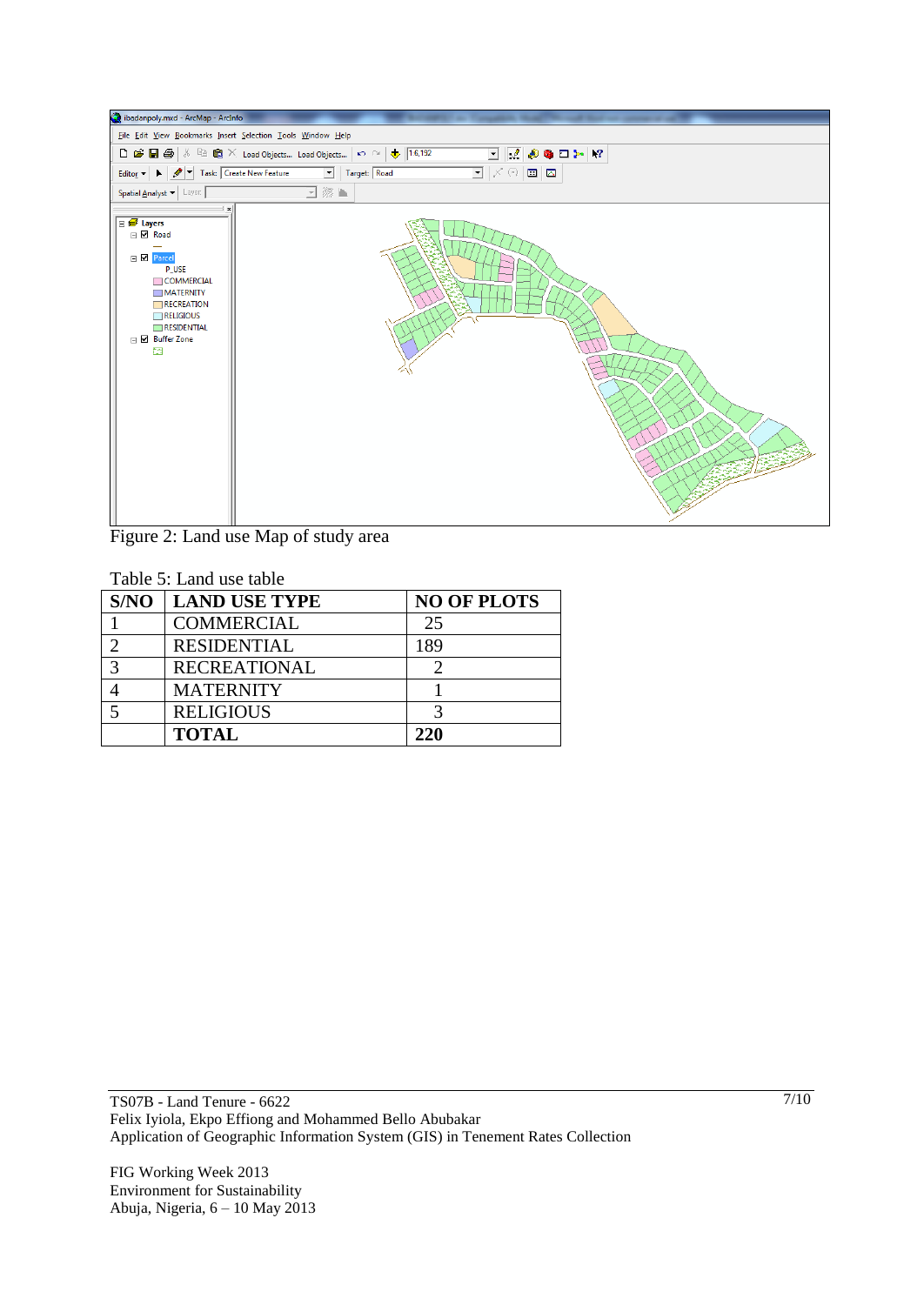Figure 2: Land use Map of study area

Table 5: Land use table

| S/NO | LAND USE TYPE | NO OF PLOTS |
|---|---|---|
| 1 | COMMERCIAL | 25 |
| 2 | RESIDENTIAL | 189 |
| 3 | RECREATIONAL | 2 |
| 4 | MATERNITY | 1 |
| 5 | RELIGIOUS | 3 |
| | **TOTAL** | **220** |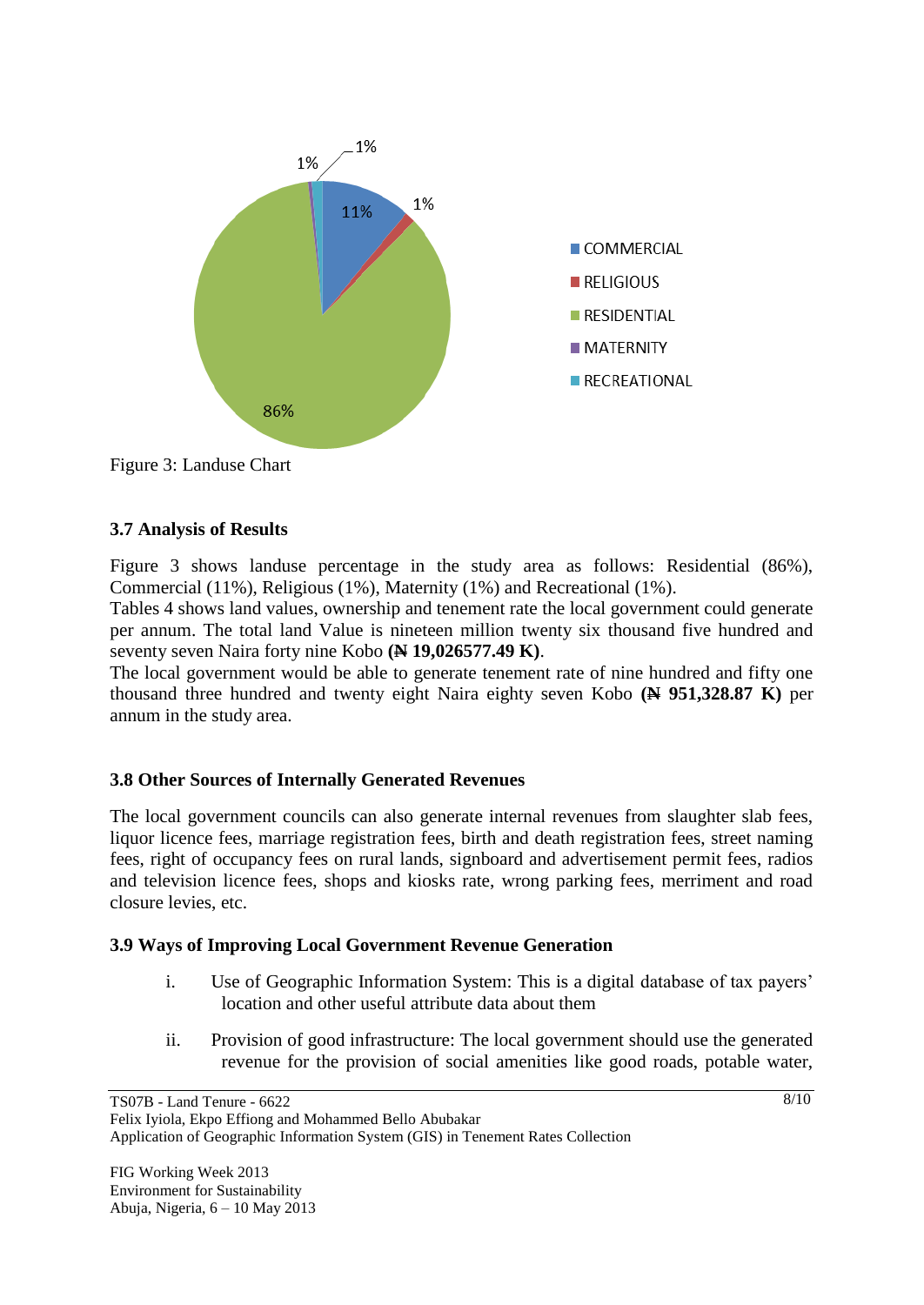Figure 3: Landuse Chart

### 3.7 Analysis of Results

Figure 3 shows landuse percentage in the study area as follows: Residential (86%), Commercial (11%), Religious (1%), Maternity (1%) and Recreational (1%).

Tables 4 shows land values, ownership and tenement rate the local government could generate per annum. The total land Value is nineteen million twenty six thousand five hundred and seventy seven Naira forty nine Kobo **(₦ 19,026577.49 K)**.

The local government would be able to generate tenement rate of nine hundred and fifty one thousand three hundred and twenty eight Naira eighty seven Kobo **(₦ 951,328.87 K)** per annum in the study area.

### 3.8 Other Sources of Internally Generated Revenues

The local government councils can also generate internal revenues from slaughter slab fees, liquor licence fees, marriage registration fees, birth and death registration fees, street naming fees, right of occupancy fees on rural lands, signboard and advertisement permit fees, radios and television licence fees, shops and kiosks rate, wrong parking fees, merriment and road closure levies, etc.

### 3.9 Ways of Improving Local Government Revenue Generation

i. Use of Geographic Information System: This is a digital database of tax payers' location and other useful attribute data about them

ii. Provision of good infrastructure: The local government should use the generated revenue for the provision of social amenities like good roads, potable water,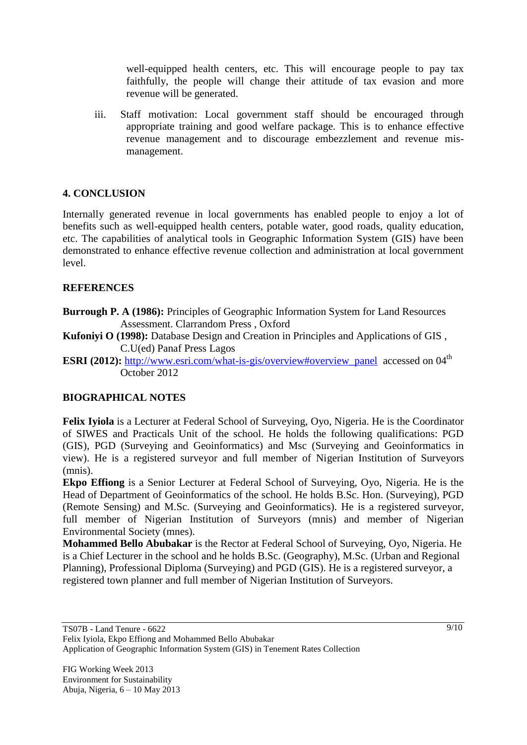well-equipped health centers, etc. This will encourage people to pay tax faithfully, the people will change their attitude of tax evasion and more revenue will be generated.

iii. Staff motivation: Local government staff should be encouraged through appropriate training and good welfare package. This is to enhance effective revenue management and to discourage embezzlement and revenue mis-management.

## 4. CONCLUSION

Internally generated revenue in local governments has enabled people to enjoy a lot of benefits such as well-equipped health centers, potable water, good roads, quality education, etc. The capabilities of analytical tools in Geographic Information System (GIS) have been demonstrated to enhance effective revenue collection and administration at local government level.

## REFERENCES

**Burrough P. A (1986):** Principles of Geographic Information System for Land Resources Assessment. Clarrandom Press , Oxford

**Kufoniyi O (1998):** Database Design and Creation in Principles and Applications of GIS , C.U(ed) Panaf Press Lagos

**ESRI (2012):** http://www.esri.com/what-is-gis/overview#overview_panel accessed on 04th October 2012

## BIOGRAPHICAL NOTES

**Felix Iyiola** is a Lecturer at Federal School of Surveying, Oyo, Nigeria. He is the Coordinator of SIWES and Practicals Unit of the school. He holds the following qualifications: PGD (GIS), PGD (Surveying and Geoinformatics) and Msc (Surveying and Geoinformatics in view). He is a registered surveyor and full member of Nigerian Institution of Surveyors (mnis).

**Ekpo Effiong** is a Senior Lecturer at Federal School of Surveying, Oyo, Nigeria. He is the Head of Department of Geoinformatics of the school. He holds B.Sc. Hon. (Surveying), PGD (Remote Sensing) and M.Sc. (Surveying and Geoinformatics). He is a registered surveyor, full member of Nigerian Institution of Surveyors (mnis) and member of Nigerian Environmental Society (mnes).

**Mohammed Bello Abubakar** is the Rector at Federal School of Surveying, Oyo, Nigeria. He is a Chief Lecturer in the school and he holds B.Sc. (Geography), M.Sc. (Urban and Regional Planning), Professional Diploma (Surveying) and PGD (GIS). He is a registered surveyor, a registered town planner and full member of Nigerian Institution of Surveyors.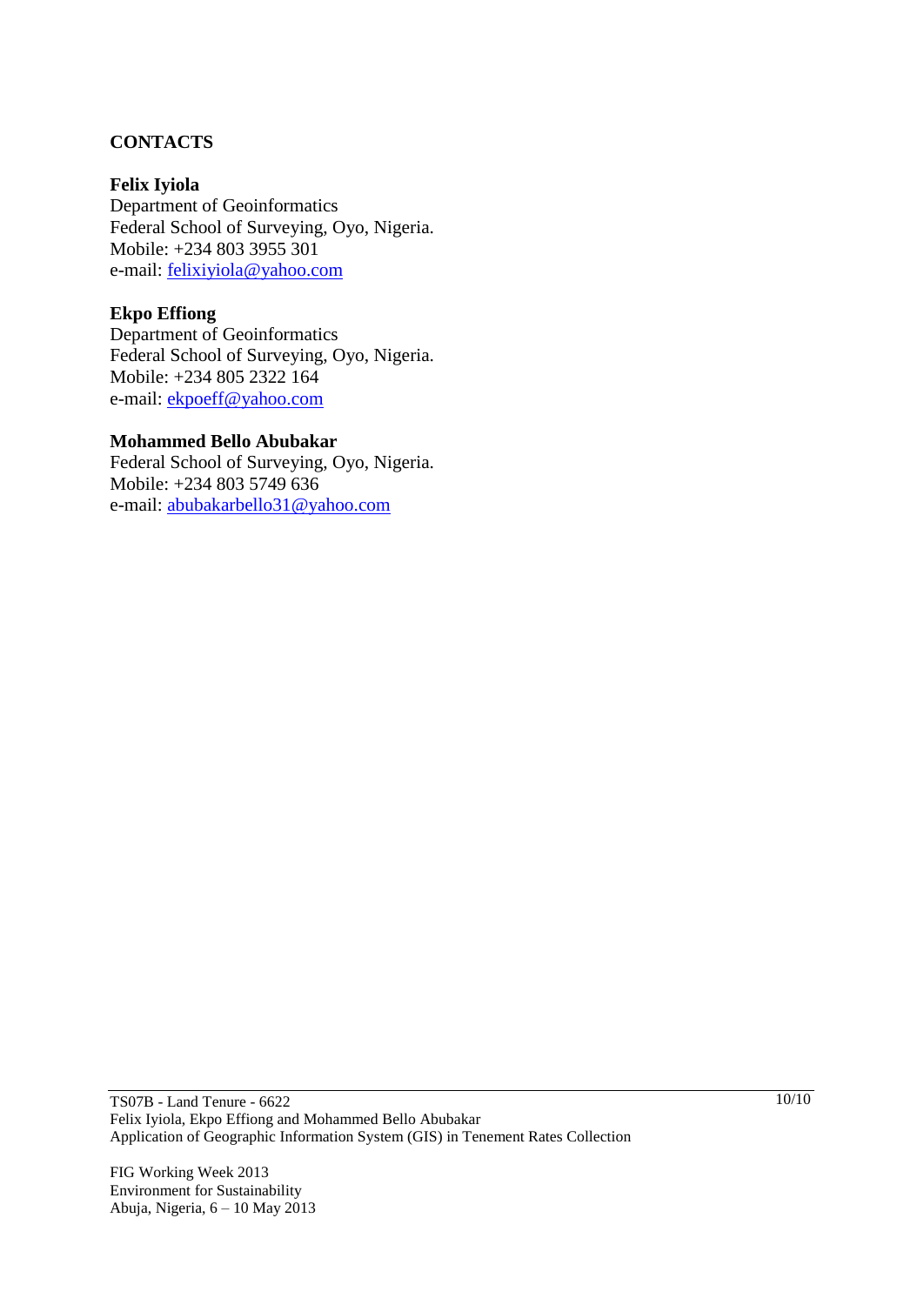## CONTACTS

**Felix Iyiola**
Department of Geoinformatics
Federal School of Surveying, Oyo, Nigeria.
Mobile: +234 803 3955 301
e-mail: felixiyiola@yahoo.com

**Ekpo Effiong**
Department of Geoinformatics
Federal School of Surveying, Oyo, Nigeria.
Mobile: +234 805 2322 164
e-mail: ekpoeff@yahoo.com

**Mohammed Bello Abubakar**
Federal School of Surveying, Oyo, Nigeria.
Mobile: +234 803 5749 636
e-mail: abubakarbello31@yahoo.com